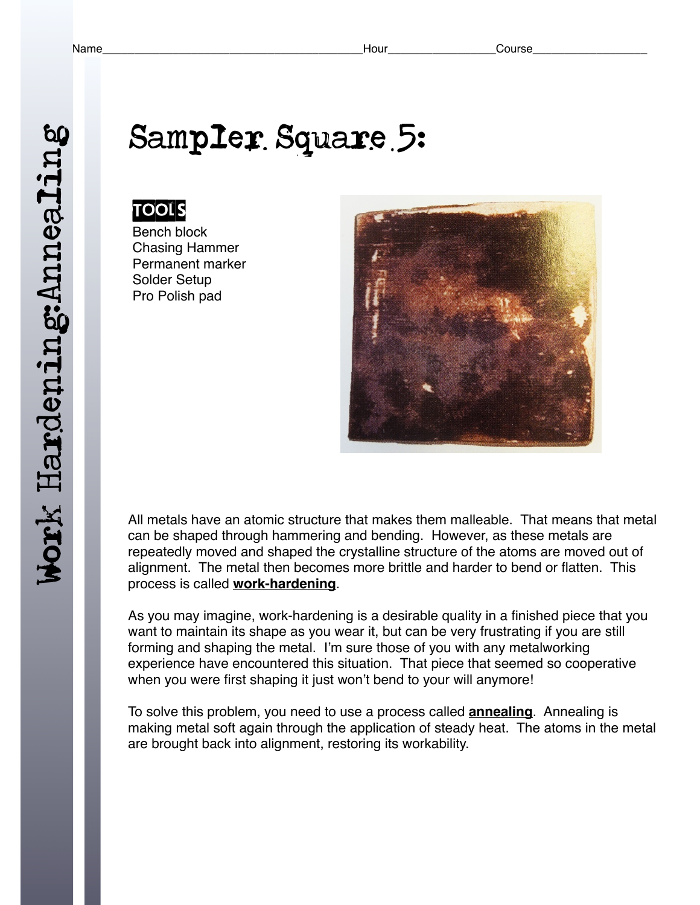Name________________________________________Hour________________Course__________________

Work Hardening:Annealing

# Sampler Square 5:

**TOOLS**

Bench block
Chasing Hammer
Permanent marker
Solder Setup
Pro Polish pad

All metals have an atomic structure that makes them malleable. That means that metal can be shaped through hammering and bending. However, as these metals are repeatedly moved and shaped the crystalline structure of the atoms are moved out of alignment. The metal then becomes more brittle and harder to bend or flatten. This process is called **work-hardening**.

As you may imagine, work-hardening is a desirable quality in a finished piece that you want to maintain its shape as you wear it, but can be very frustrating if you are still forming and shaping the metal. I'm sure those of you with any metalworking experience have encountered this situation. That piece that seemed so cooperative when you were first shaping it just won't bend to your will anymore!

To solve this problem, you need to use a process called **annealing**. Annealing is making metal soft again through the application of steady heat. The atoms in the metal are brought back into alignment, restoring its workability.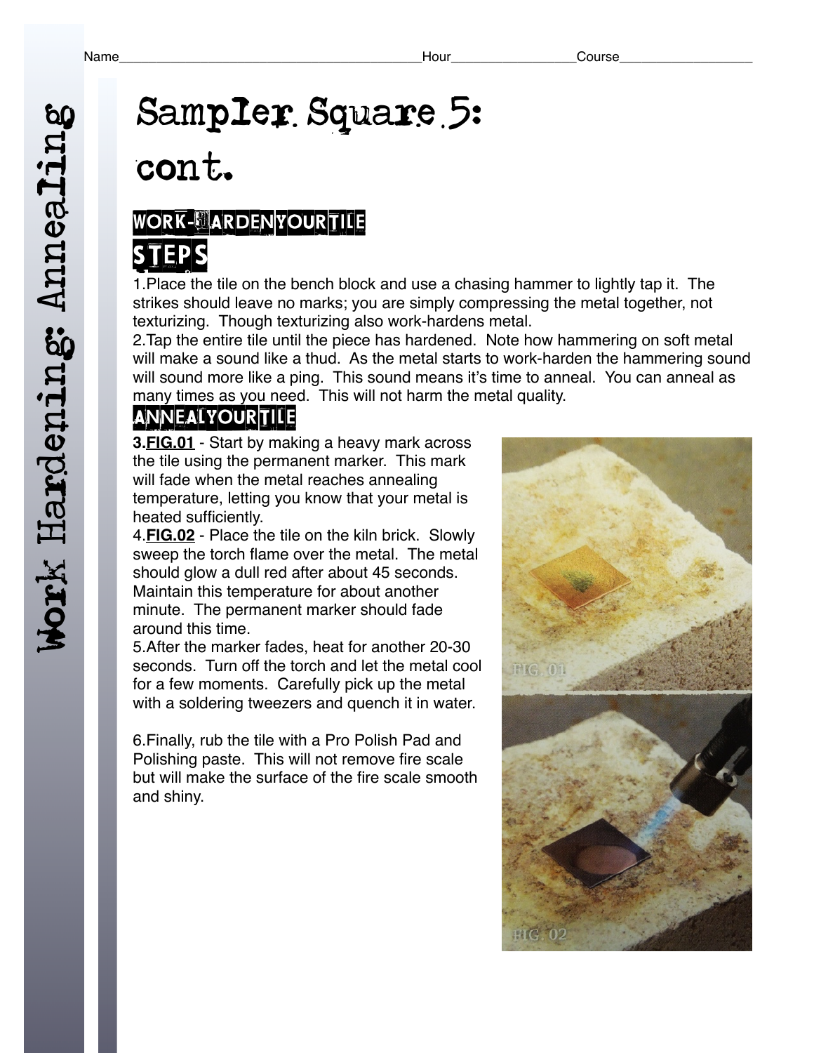Name________________________________________Hour________________Course__________________

# Sampler Square 5: cont.

Work Hardening: Annealing

## WORK-HARDEN YOUR TILE

### STEPS

1.Place the tile on the bench block and use a chasing hammer to lightly tap it. The strikes should leave no marks; you are simply compressing the metal together, not texturizing. Though texturizing also work-hardens metal.

2.Tap the entire tile until the piece has hardened. Note how hammering on soft metal will make a sound like a thud. As the metal starts to work-harden the hammering sound will sound more like a ping. This sound means it's time to anneal. You can anneal as many times as you need. This will not harm the metal quality.

## ANNEAL YOUR TILE

**3.FIG.01** - Start by making a heavy mark across the tile using the permanent marker. This mark will fade when the metal reaches annealing temperature, letting you know that your metal is heated sufficiently.

4.**FIG.02** - Place the tile on the kiln brick. Slowly sweep the torch flame over the metal. The metal should glow a dull red after about 45 seconds. Maintain this temperature for about another minute. The permanent marker should fade around this time.

5.After the marker fades, heat for another 20-30 seconds. Turn off the torch and let the metal cool for a few moments. Carefully pick up the metal with a soldering tweezers and quench it in water.

6.Finally, rub the tile with a Pro Polish Pad and Polishing paste. This will not remove fire scale but will make the surface of the fire scale smooth and shiny.

FIG. 01

FIG. 02